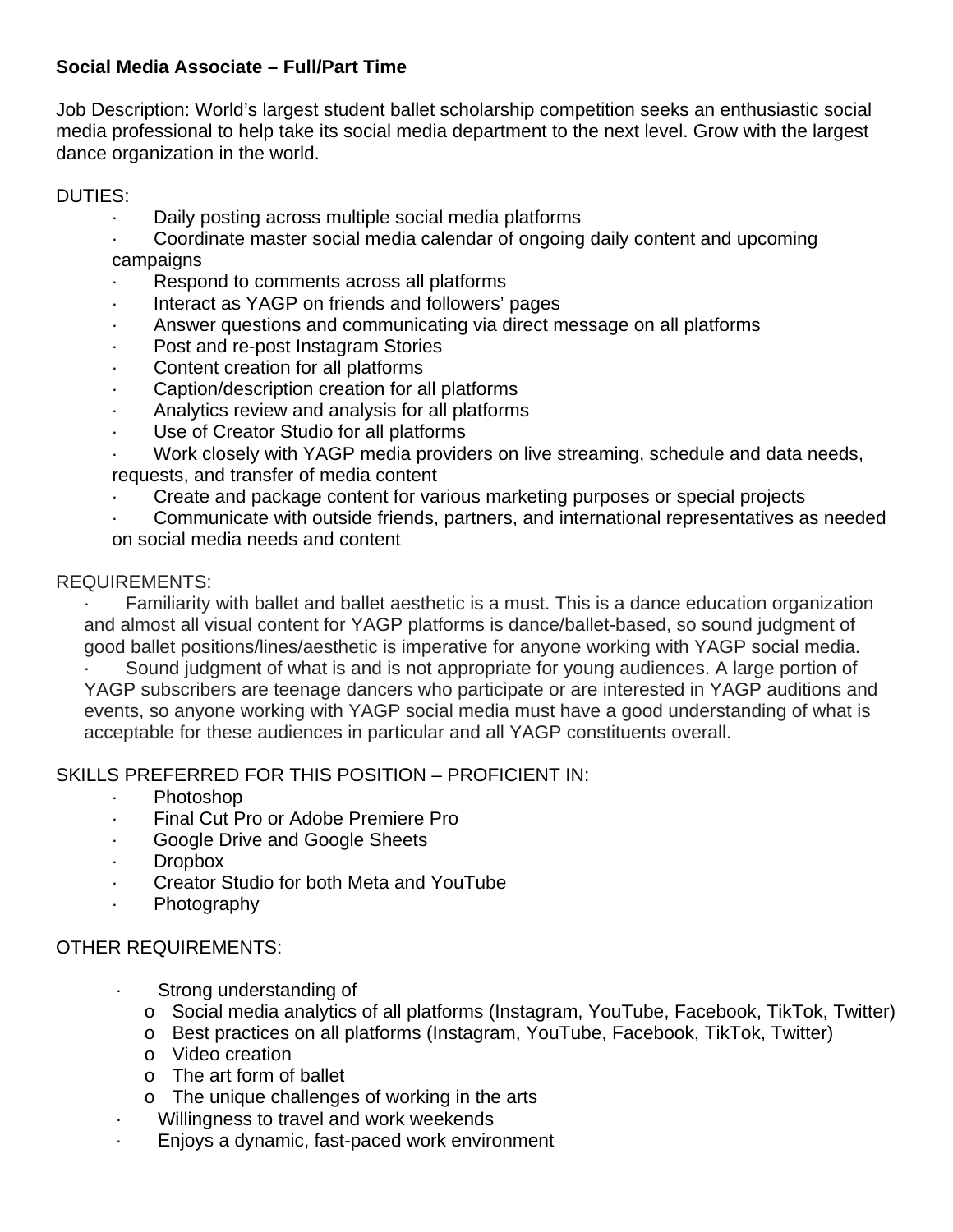**Social Media Associate – Full/Part Time**

Job Description: World's largest student ballet scholarship competition seeks an enthusiastic social media professional to help take its social media department to the next level. Grow with the largest dance organization in the world.

DUTIES:

- Daily posting across multiple social media platforms
- Coordinate master social media calendar of ongoing daily content and upcoming campaigns
- Respond to comments across all platforms
- Interact as YAGP on friends and followers' pages
- Answer questions and communicating via direct message on all platforms
- Post and re-post Instagram Stories
- Content creation for all platforms
- Caption/description creation for all platforms
- Analytics review and analysis for all platforms
- Use of Creator Studio for all platforms
- Work closely with YAGP media providers on live streaming, schedule and data needs, requests, and transfer of media content
- Create and package content for various marketing purposes or special projects
- Communicate with outside friends, partners, and international representatives as needed on social media needs and content

REQUIREMENTS:

- Familiarity with ballet and ballet aesthetic is a must. This is a dance education organization and almost all visual content for YAGP platforms is dance/ballet-based, so sound judgment of good ballet positions/lines/aesthetic is imperative for anyone working with YAGP social media.
- Sound judgment of what is and is not appropriate for young audiences. A large portion of YAGP subscribers are teenage dancers who participate or are interested in YAGP auditions and events, so anyone working with YAGP social media must have a good understanding of what is acceptable for these audiences in particular and all YAGP constituents overall.

SKILLS PREFERRED FOR THIS POSITION – PROFICIENT IN:

- Photoshop
- Final Cut Pro or Adobe Premiere Pro
- Google Drive and Google Sheets
- Dropbox
- Creator Studio for both Meta and YouTube
- Photography

OTHER REQUIREMENTS:

- Strong understanding of
  - Social media analytics of all platforms (Instagram, YouTube, Facebook, TikTok, Twitter)
  - Best practices on all platforms (Instagram, YouTube, Facebook, TikTok, Twitter)
  - Video creation
  - The art form of ballet
  - The unique challenges of working in the arts
- Willingness to travel and work weekends
- Enjoys a dynamic, fast-paced work environment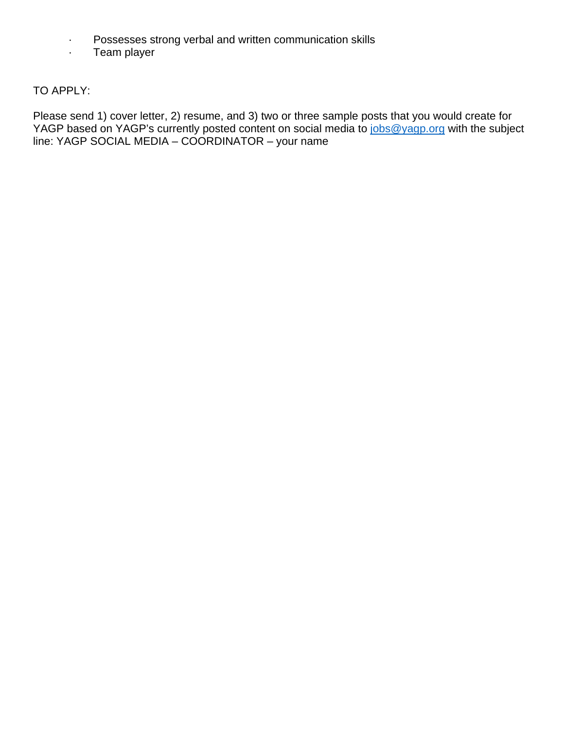- Possesses strong verbal and written communication skills
- Team player

TO APPLY:

Please send 1) cover letter, 2) resume, and 3) two or three sample posts that you would create for YAGP based on YAGP's currently posted content on social media to jobs@yagp.org with the subject line: YAGP SOCIAL MEDIA – COORDINATOR – your name